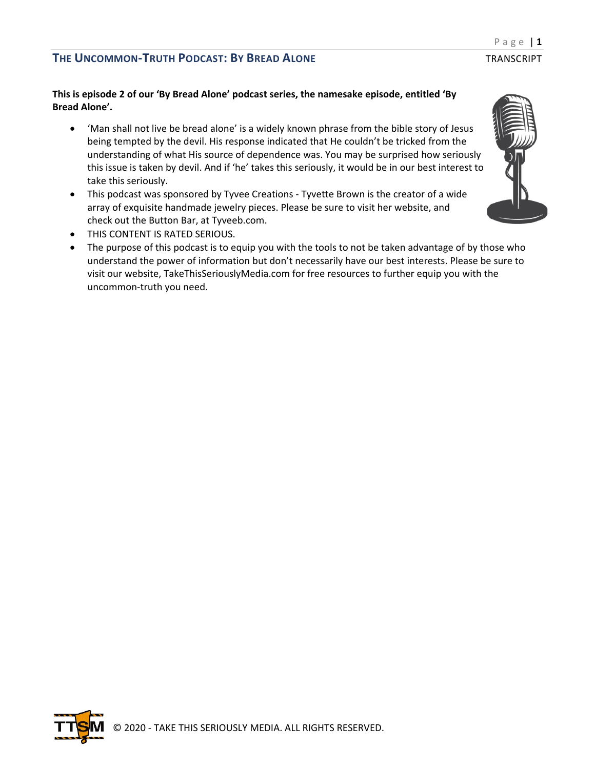**This is episode 2 of our 'By Bread Alone' podcast series, the namesake episode, entitled 'By Bread Alone'.**

- 'Man shall not live be bread alone' is a widely known phrase from the bible story of Jesus being tempted by the devil. His response indicated that He couldn't be tricked from the understanding of what His source of dependence was. You may be surprised how seriously this issue is taken by devil. And if 'he' takes this seriously, it would be in our best interest to take this seriously.
- This podcast was sponsored by Tyvee Creations - Tyvette Brown is the creator of a wide array of exquisite handmade jewelry pieces. Please be sure to visit her website, and check out the Button Bar, at Tyveeb.com.
- THIS CONTENT IS RATED SERIOUS.
- The purpose of this podcast is to equip you with the tools to not be taken advantage of by those who understand the power of information but don't necessarily have our best interests. Please be sure to visit our website, TakeThisSeriouslyMedia.com for free resources to further equip you with the uncommon-truth you need.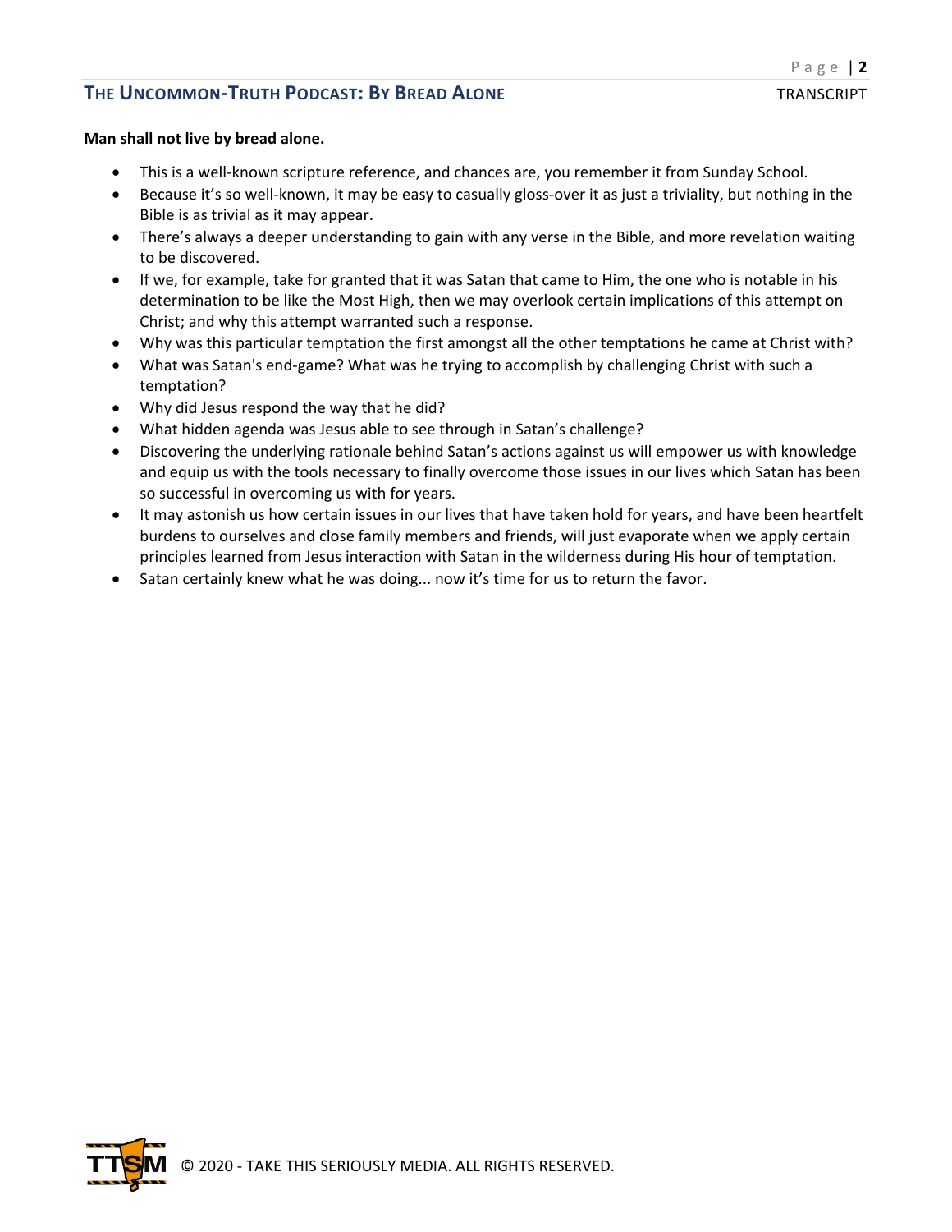**Man shall not live by bread alone.**

- This is a well-known scripture reference, and chances are, you remember it from Sunday School.
- Because it's so well-known, it may be easy to casually gloss-over it as just a triviality, but nothing in the Bible is as trivial as it may appear.
- There's always a deeper understanding to gain with any verse in the Bible, and more revelation waiting to be discovered.
- If we, for example, take for granted that it was Satan that came to Him, the one who is notable in his determination to be like the Most High, then we may overlook certain implications of this attempt on Christ; and why this attempt warranted such a response.
- Why was this particular temptation the first amongst all the other temptations he came at Christ with?
- What was Satan's end-game? What was he trying to accomplish by challenging Christ with such a temptation?
- Why did Jesus respond the way that he did?
- What hidden agenda was Jesus able to see through in Satan's challenge?
- Discovering the underlying rationale behind Satan's actions against us will empower us with knowledge and equip us with the tools necessary to finally overcome those issues in our lives which Satan has been so successful in overcoming us with for years.
- It may astonish us how certain issues in our lives that have taken hold for years, and have been heartfelt burdens to ourselves and close family members and friends, will just evaporate when we apply certain principles learned from Jesus interaction with Satan in the wilderness during His hour of temptation.
- Satan certainly knew what he was doing... now it's time for us to return the favor.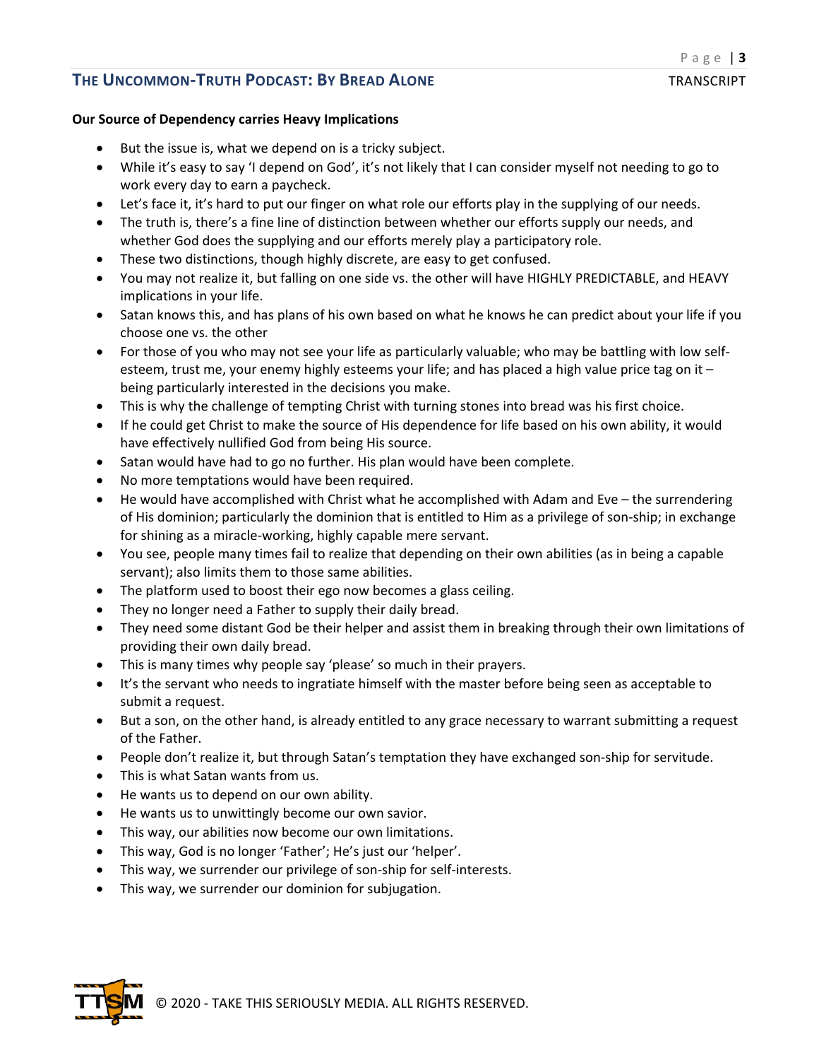**Our Source of Dependency carries Heavy Implications**

- But the issue is, what we depend on is a tricky subject.
- While it's easy to say 'I depend on God', it's not likely that I can consider myself not needing to go to work every day to earn a paycheck.
- Let's face it, it's hard to put our finger on what role our efforts play in the supplying of our needs.
- The truth is, there's a fine line of distinction between whether our efforts supply our needs, and whether God does the supplying and our efforts merely play a participatory role.
- These two distinctions, though highly discrete, are easy to get confused.
- You may not realize it, but falling on one side vs. the other will have HIGHLY PREDICTABLE, and HEAVY implications in your life.
- Satan knows this, and has plans of his own based on what he knows he can predict about your life if you choose one vs. the other
- For those of you who may not see your life as particularly valuable; who may be battling with low self-esteem, trust me, your enemy highly esteems your life; and has placed a high value price tag on it – being particularly interested in the decisions you make.
- This is why the challenge of tempting Christ with turning stones into bread was his first choice.
- If he could get Christ to make the source of His dependence for life based on his own ability, it would have effectively nullified God from being His source.
- Satan would have had to go no further. His plan would have been complete.
- No more temptations would have been required.
- He would have accomplished with Christ what he accomplished with Adam and Eve – the surrendering of His dominion; particularly the dominion that is entitled to Him as a privilege of son-ship; in exchange for shining as a miracle-working, highly capable mere servant.
- You see, people many times fail to realize that depending on their own abilities (as in being a capable servant); also limits them to those same abilities.
- The platform used to boost their ego now becomes a glass ceiling.
- They no longer need a Father to supply their daily bread.
- They need some distant God be their helper and assist them in breaking through their own limitations of providing their own daily bread.
- This is many times why people say 'please' so much in their prayers.
- It's the servant who needs to ingratiate himself with the master before being seen as acceptable to submit a request.
- But a son, on the other hand, is already entitled to any grace necessary to warrant submitting a request of the Father.
- People don't realize it, but through Satan's temptation they have exchanged son-ship for servitude.
- This is what Satan wants from us.
- He wants us to depend on our own ability.
- He wants us to unwittingly become our own savior.
- This way, our abilities now become our own limitations.
- This way, God is no longer 'Father'; He's just our 'helper'.
- This way, we surrender our privilege of son-ship for self-interests.
- This way, we surrender our dominion for subjugation.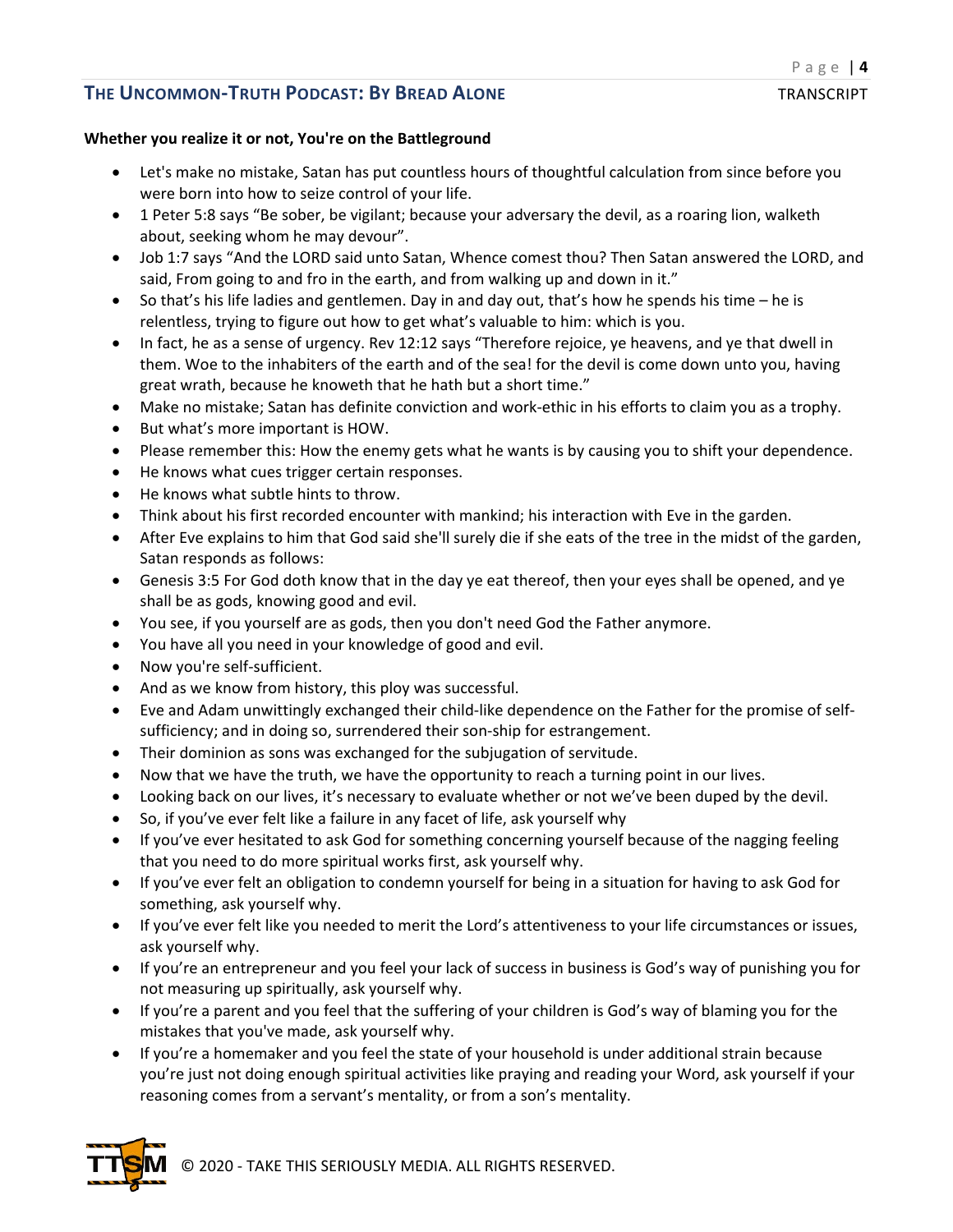**Whether you realize it or not, You're on the Battleground**

- Let's make no mistake, Satan has put countless hours of thoughtful calculation from since before you were born into how to seize control of your life.
- 1 Peter 5:8 says "Be sober, be vigilant; because your adversary the devil, as a roaring lion, walketh about, seeking whom he may devour".
- Job 1:7 says "And the LORD said unto Satan, Whence comest thou? Then Satan answered the LORD, and said, From going to and fro in the earth, and from walking up and down in it."
- So that's his life ladies and gentlemen. Day in and day out, that's how he spends his time – he is relentless, trying to figure out how to get what's valuable to him: which is you.
- In fact, he as a sense of urgency. Rev 12:12 says "Therefore rejoice, ye heavens, and ye that dwell in them. Woe to the inhabiters of the earth and of the sea! for the devil is come down unto you, having great wrath, because he knoweth that he hath but a short time."
- Make no mistake; Satan has definite conviction and work-ethic in his efforts to claim you as a trophy.
- But what's more important is HOW.
- Please remember this: How the enemy gets what he wants is by causing you to shift your dependence.
- He knows what cues trigger certain responses.
- He knows what subtle hints to throw.
- Think about his first recorded encounter with mankind; his interaction with Eve in the garden.
- After Eve explains to him that God said she'll surely die if she eats of the tree in the midst of the garden, Satan responds as follows:
- Genesis 3:5 For God doth know that in the day ye eat thereof, then your eyes shall be opened, and ye shall be as gods, knowing good and evil.
- You see, if you yourself are as gods, then you don't need God the Father anymore.
- You have all you need in your knowledge of good and evil.
- Now you're self-sufficient.
- And as we know from history, this ploy was successful.
- Eve and Adam unwittingly exchanged their child-like dependence on the Father for the promise of self-sufficiency; and in doing so, surrendered their son-ship for estrangement.
- Their dominion as sons was exchanged for the subjugation of servitude.
- Now that we have the truth, we have the opportunity to reach a turning point in our lives.
- Looking back on our lives, it's necessary to evaluate whether or not we've been duped by the devil.
- So, if you've ever felt like a failure in any facet of life, ask yourself why
- If you've ever hesitated to ask God for something concerning yourself because of the nagging feeling that you need to do more spiritual works first, ask yourself why.
- If you've ever felt an obligation to condemn yourself for being in a situation for having to ask God for something, ask yourself why.
- If you've ever felt like you needed to merit the Lord's attentiveness to your life circumstances or issues, ask yourself why.
- If you're an entrepreneur and you feel your lack of success in business is God's way of punishing you for not measuring up spiritually, ask yourself why.
- If you're a parent and you feel that the suffering of your children is God's way of blaming you for the mistakes that you've made, ask yourself why.
- If you're a homemaker and you feel the state of your household is under additional strain because you're just not doing enough spiritual activities like praying and reading your Word, ask yourself if your reasoning comes from a servant's mentality, or from a son's mentality.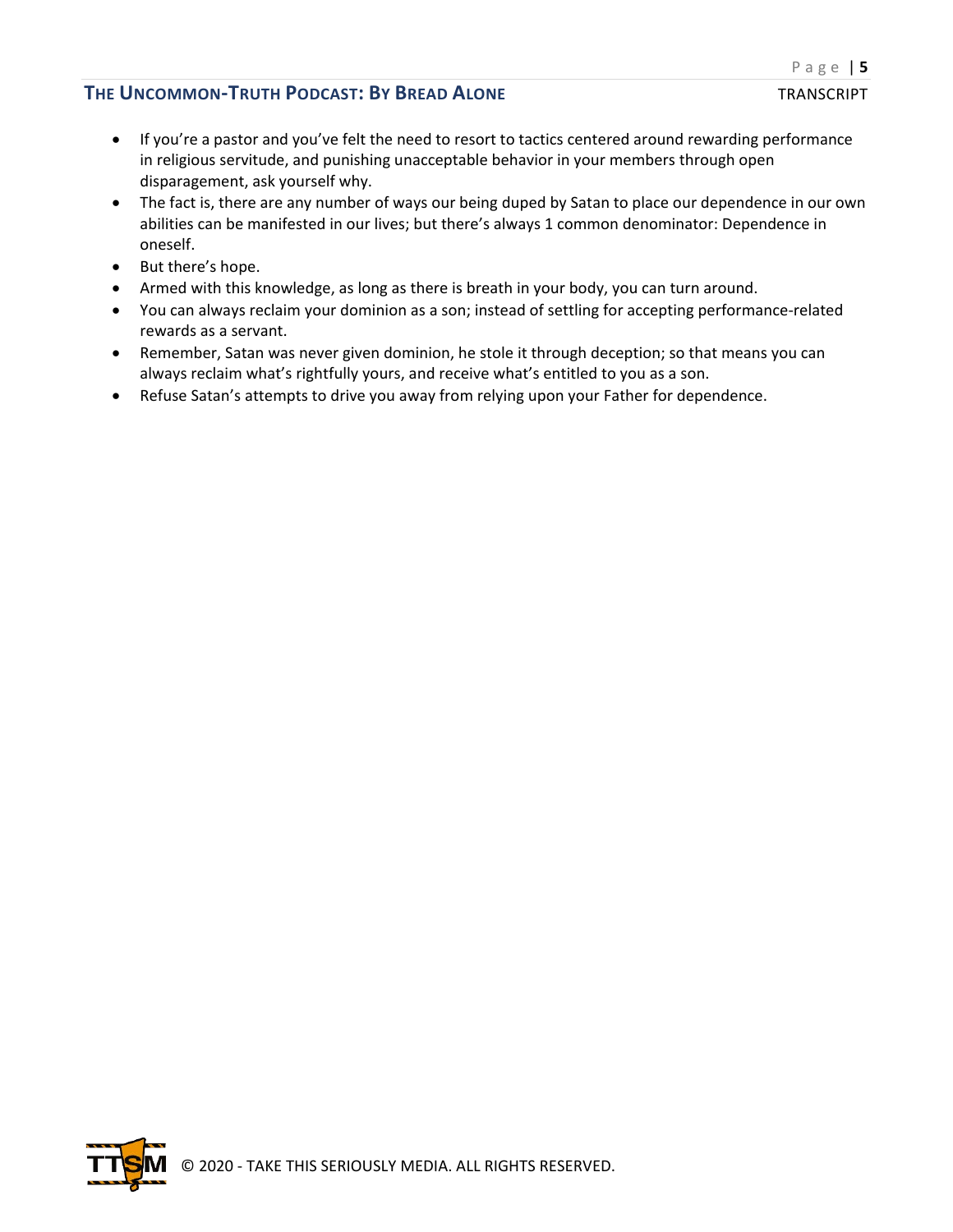- If you're a pastor and you've felt the need to resort to tactics centered around rewarding performance in religious servitude, and punishing unacceptable behavior in your members through open disparagement, ask yourself why.
- The fact is, there are any number of ways our being duped by Satan to place our dependence in our own abilities can be manifested in our lives; but there's always 1 common denominator: Dependence in oneself.
- But there's hope.
- Armed with this knowledge, as long as there is breath in your body, you can turn around.
- You can always reclaim your dominion as a son; instead of settling for accepting performance-related rewards as a servant.
- Remember, Satan was never given dominion, he stole it through deception; so that means you can always reclaim what's rightfully yours, and receive what's entitled to you as a son.
- Refuse Satan's attempts to drive you away from relying upon your Father for dependence.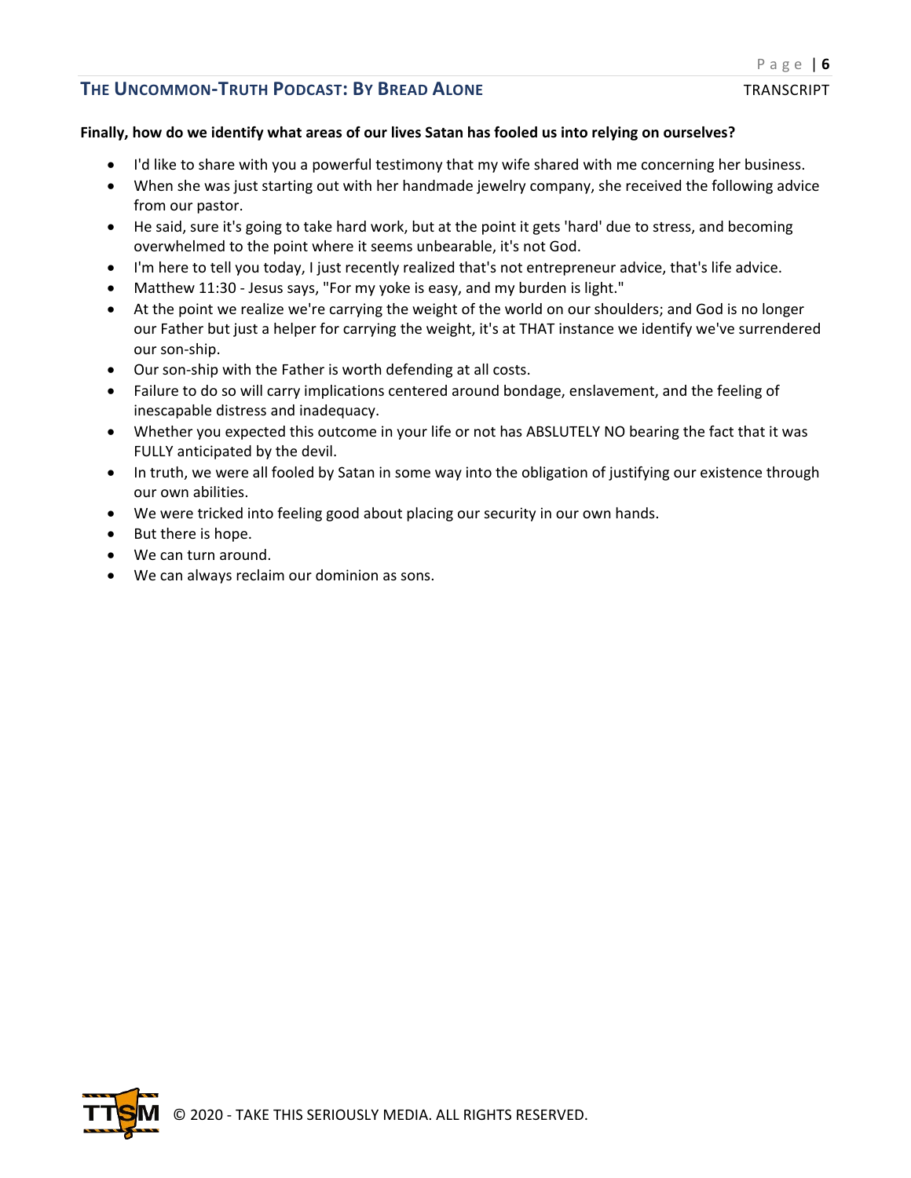**Finally, how do we identify what areas of our lives Satan has fooled us into relying on ourselves?**

- I'd like to share with you a powerful testimony that my wife shared with me concerning her business.
- When she was just starting out with her handmade jewelry company, she received the following advice from our pastor.
- He said, sure it's going to take hard work, but at the point it gets 'hard' due to stress, and becoming overwhelmed to the point where it seems unbearable, it's not God.
- I'm here to tell you today, I just recently realized that's not entrepreneur advice, that's life advice.
- Matthew 11:30 - Jesus says, "For my yoke is easy, and my burden is light."
- At the point we realize we're carrying the weight of the world on our shoulders; and God is no longer our Father but just a helper for carrying the weight, it's at THAT instance we identify we've surrendered our son-ship.
- Our son-ship with the Father is worth defending at all costs.
- Failure to do so will carry implications centered around bondage, enslavement, and the feeling of inescapable distress and inadequacy.
- Whether you expected this outcome in your life or not has ABSLUTELY NO bearing the fact that it was FULLY anticipated by the devil.
- In truth, we were all fooled by Satan in some way into the obligation of justifying our existence through our own abilities.
- We were tricked into feeling good about placing our security in our own hands.
- But there is hope.
- We can turn around.
- We can always reclaim our dominion as sons.

© 2020 - TAKE THIS SERIOUSLY MEDIA. ALL RIGHTS RESERVED.